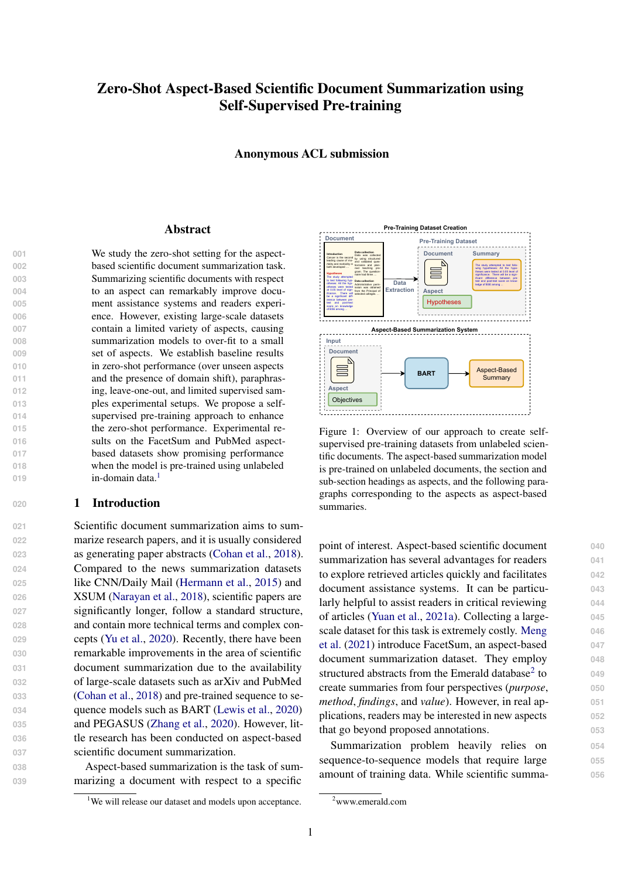# Zero-Shot Aspect-Based Scientific Document Summarization using Self-Supervised Pre-training

**Anonymous ACL submission**

## Abstract

We study the zero-shot setting for the aspect-based scientific document summarization task. Summarizing scientific documents with respect to an aspect can remarkably improve document assistance systems and readers experience. However, existing large-scale datasets contain a limited variety of aspects, causing summarization models to over-fit to a small set of aspects. We establish baseline results in zero-shot performance (over unseen aspects and the presence of domain shift), paraphrasing, leave-one-out, and limited supervised samples experimental setups. We propose a self-supervised pre-training approach to enhance the zero-shot performance. Experimental results on the FacetSum and PubMed aspect-based datasets show promising performance when the model is pre-trained using unlabeled in-domain data.[1]

## 1 Introduction

Scientific document summarization aims to summarize research papers, and it is usually considered as generating paper abstracts (Cohan et al., 2018). Compared to the news summarization datasets like CNN/Daily Mail (Hermann et al., 2015) and XSUM (Narayan et al., 2018), scientific papers are significantly longer, follow a standard structure, and contain more technical terms and complex concepts (Yu et al., 2020). Recently, there have been remarkable improvements in the area of scientific document summarization due to the availability of large-scale datasets such as arXiv and PubMed (Cohan et al., 2018) and pre-trained sequence to sequence models such as BART (Lewis et al., 2020) and PEGASUS (Zhang et al., 2020). However, little research has been conducted on aspect-based scientific document summarization.

Aspect-based summarization is the task of summarizing a document with respect to a specific point of interest. Aspect-based scientific document summarization has several advantages for readers to explore retrieved articles quickly and facilitates document assistance systems. It can be particularly helpful to assist readers in critical reviewing of articles (Yuan et al., 2021a). Collecting a large-scale dataset for this task is extremely costly. Meng et al. (2021) introduce FacetSum, an aspect-based document summarization dataset. They employ structured abstracts from the Emerald database[2] to create summaries from four perspectives (*purpose*, *method*, *findings*, and *value*). However, in real applications, readers may be interested in new aspects that go beyond proposed annotations.

Summarization problem heavily relies on sequence-to-sequence models that require large amount of training data. While scientific summa-

Figure 1: Overview of our approach to create self-supervised pre-training datasets from unlabeled scientific documents. The aspect-based summarization model is pre-trained on unlabeled documents, the section and sub-section headings as aspects, and the following paragraphs corresponding to the aspects as aspect-based summaries.

[1] We will release our dataset and models upon acceptance.

[2] www.emerald.com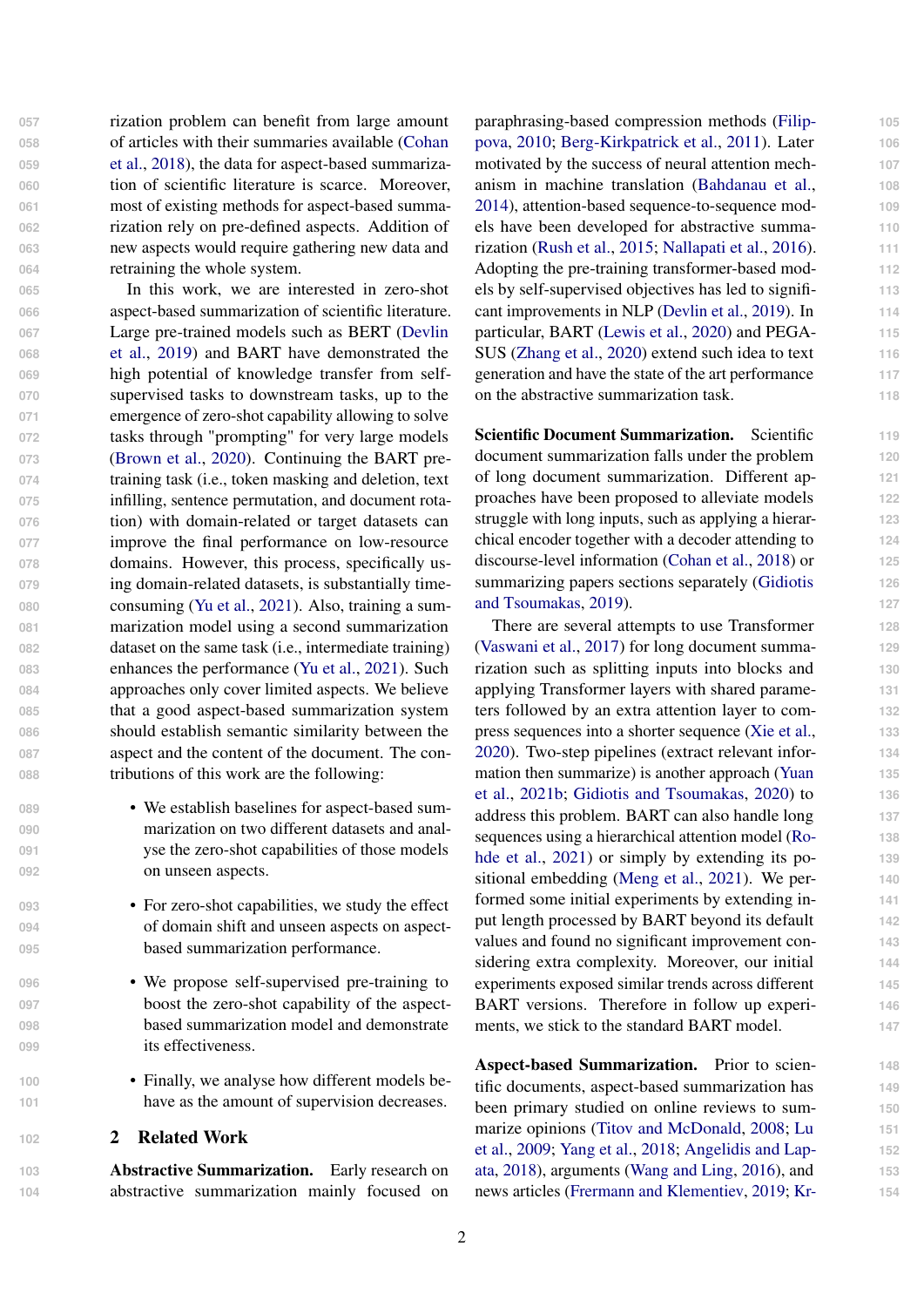rization problem can benefit from large amount of articles with their summaries available (Cohan et al., 2018), the data for aspect-based summarization of scientific literature is scarce. Moreover, most of existing methods for aspect-based summarization rely on pre-defined aspects. Addition of new aspects would require gathering new data and retraining the whole system.

In this work, we are interested in zero-shot aspect-based summarization of scientific literature. Large pre-trained models such as BERT (Devlin et al., 2019) and BART have demonstrated the high potential of knowledge transfer from self-supervised tasks to downstream tasks, up to the emergence of zero-shot capability allowing to solve tasks through "prompting" for very large models (Brown et al., 2020). Continuing the BART pre-training task (i.e., token masking and deletion, text infilling, sentence permutation, and document rotation) with domain-related or target datasets can improve the final performance on low-resource domains. However, this process, specifically using domain-related datasets, is substantially time-consuming (Yu et al., 2021). Also, training a summarization model using a second summarization dataset on the same task (i.e., intermediate training) enhances the performance (Yu et al., 2021). Such approaches only cover limited aspects. We believe that a good aspect-based summarization system should establish semantic similarity between the aspect and the content of the document. The contributions of this work are the following:

- We establish baselines for aspect-based summarization on two different datasets and analyse the zero-shot capabilities of those models on unseen aspects.
- For zero-shot capabilities, we study the effect of domain shift and unseen aspects on aspect-based summarization performance.
- We propose self-supervised pre-training to boost the zero-shot capability of the aspect-based summarization model and demonstrate its effectiveness.
- Finally, we analyse how different models behave as the amount of supervision decreases.

## 2 Related Work

**Abstractive Summarization.** Early research on abstractive summarization mainly focused on paraphrasing-based compression methods (Filippova, 2010; Berg-Kirkpatrick et al., 2011). Later motivated by the success of neural attention mechanism in machine translation (Bahdanau et al., 2014), attention-based sequence-to-sequence models have been developed for abstractive summarization (Rush et al., 2015; Nallapati et al., 2016). Adopting the pre-training transformer-based models by self-supervised objectives has led to significant improvements in NLP (Devlin et al., 2019). In particular, BART (Lewis et al., 2020) and PEGASUS (Zhang et al., 2020) extend such idea to text generation and have the state of the art performance on the abstractive summarization task.

**Scientific Document Summarization.** Scientific document summarization falls under the problem of long document summarization. Different approaches have been proposed to alleviate models struggle with long inputs, such as applying a hierarchical encoder together with a decoder attending to discourse-level information (Cohan et al., 2018) or summarizing papers sections separately (Gidiotis and Tsoumakas, 2019).

There are several attempts to use Transformer (Vaswani et al., 2017) for long document summarization such as splitting inputs into blocks and applying Transformer layers with shared parameters followed by an extra attention layer to compress sequences into a shorter sequence (Xie et al., 2020). Two-step pipelines (extract relevant information then summarize) is another approach (Yuan et al., 2021b; Gidiotis and Tsoumakas, 2020) to address this problem. BART can also handle long sequences using a hierarchical attention model (Rohde et al., 2021) or simply by extending its positional embedding (Meng et al., 2021). We performed some initial experiments by extending input length processed by BART beyond its default values and found no significant improvement considering extra complexity. Moreover, our initial experiments exposed similar trends across different BART versions. Therefore in follow up experiments, we stick to the standard BART model.

**Aspect-based Summarization.** Prior to scientific documents, aspect-based summarization has been primary studied on online reviews to summarize opinions (Titov and McDonald, 2008; Lu et al., 2009; Yang et al., 2018; Angelidis and Lapata, 2018), arguments (Wang and Ling, 2016), and news articles (Fermann and Klementiev, 2019; Kr-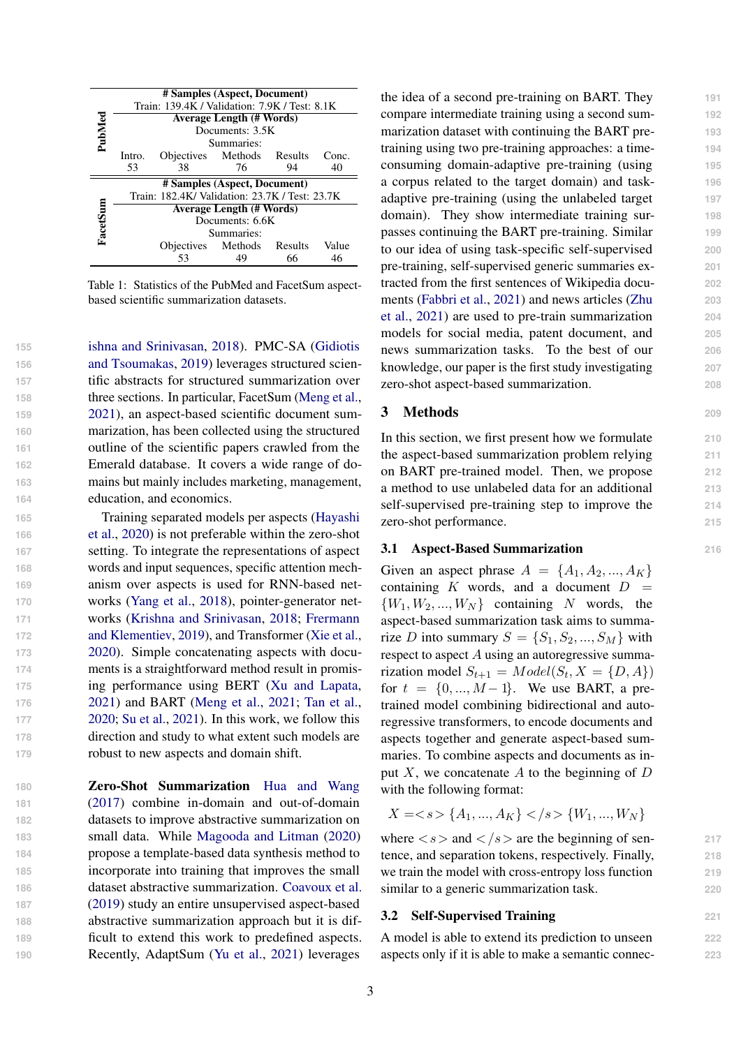| | # Samples (Aspect, Document) | | | | |
|---|---|---|---|---|---|
| **PubMed** | Train: 139.4K / Validation: 7.9K / Test: 8.1K | | | | |
| | **Average Length (# Words)** | | | | |
| | Documents: 3.5K | | | | |
| | Summaries: | | | | |
| | Intro. | Objectives | Methods | Results | Conc. |
| | 53 | 38 | 76 | 94 | 40 |
| | **# Samples (Aspect, Document)** | | | | |
| **FacetSum** | Train: 182.4K/ Validation: 23.7K / Test: 23.7K | | | | |
| | **Average Length (# Words)** | | | | |
| | Documents: 6.6K | | | | |
| | Summaries: | | | | |
| | Objectives | Methods | Results | Value | |
| | 53 | 49 | 66 | 46 | |

Table 1: Statistics of the PubMed and FacetSum aspect-based scientific summarization datasets.

ishna and Srinivasan, 2018). PMC-SA (Gidiotis and Tsoumakas, 2019) leverages structured scientific abstracts for structured summarization over three sections. In particular, FacetSum (Meng et al., 2021), an aspect-based scientific document summarization, has been collected using the structured outline of the scientific papers crawled from the Emerald database. It covers a wide range of domains but mainly includes marketing, management, education, and economics.

Training separated models per aspects (Hayashi et al., 2020) is not preferable within the zero-shot setting. To integrate the representations of aspect words and input sequences, specific attention mechanism over aspects is used for RNN-based networks (Yang et al., 2018), pointer-generator networks (Krishna and Srinivasan, 2018; Frermann and Klementiev, 2019), and Transformer (Xie et al., 2020). Simple concatenating aspects with documents is a straightforward method result in promising performance using BERT (Xu and Lapata, 2021) and BART (Meng et al., 2021; Tan et al., 2020; Su et al., 2021). In this work, we follow this direction and study to what extent such models are robust to new aspects and domain shift.

**Zero-Shot Summarization** Hua and Wang (2017) combine in-domain and out-of-domain datasets to improve abstractive summarization on small data. While Magooda and Litman (2020) propose a template-based data synthesis method to incorporate into training that improves the small dataset abstractive summarization. Coavoux et al. (2019) study an entire unsupervised aspect-based abstractive summarization approach but it is difficult to extend this work to predefined aspects. Recently, AdaptSum (Yu et al., 2021) leverages the idea of a second pre-training on BART. They compare intermediate training using a second summarization dataset with continuing the BART pre-training using two pre-training approaches: a time-consuming domain-adaptive pre-training (using a corpus related to the target domain) and task-adaptive pre-training (using the unlabeled target domain). They show intermediate training surpasses continuing the BART pre-training. Similar to our idea of using task-specific self-supervised pre-training, self-supervised generic summaries extracted from the first sentences of Wikipedia documents (Fabbri et al., 2021) and news articles (Zhu et al., 2021) are used to pre-train summarization models for social media, patent document, and news summarization tasks. To the best of our knowledge, our paper is the first study investigating zero-shot aspect-based summarization.

## 3 Methods

In this section, we first present how we formulate the aspect-based summarization problem relying on BART pre-trained model. Then, we propose a method to use unlabeled data for an additional self-supervised pre-training step to improve the zero-shot performance.

### 3.1 Aspect-Based Summarization

Given an aspect phrase $A = \{A_1, A_2, ..., A_K\}$ containing $K$ words, and a document $D = \{W_1, W_2, ..., W_N\}$ containing $N$ words, the aspect-based summarization task aims to summarize $D$ into summary $S = \{S_1, S_2, ..., S_M\}$ with respect to aspect $A$ using an autoregressive summarization model $S_{t+1} = Model(S_t, X = \{D, A\})$ for $t = \{0, ..., M-1\}$. We use BART, a pre-trained model combining bidirectional and autoregressive transformers, to encode documents and aspects together and generate aspect-based summaries. To combine aspects and documents as input $X$, we concatenate $A$ to the beginning of $D$ with the following format:

$$X = <s> \{A_1, ..., A_K\} </s> \{W_1, ..., W_N\}$$

where $<s>$ and $</s>$ are the beginning of sentence, and separation tokens, respectively. Finally, we train the model with cross-entropy loss function similar to a generic summarization task.

### 3.2 Self-Supervised Training

A model is able to extend its prediction to unseen aspects only if it is able to make a semantic connec-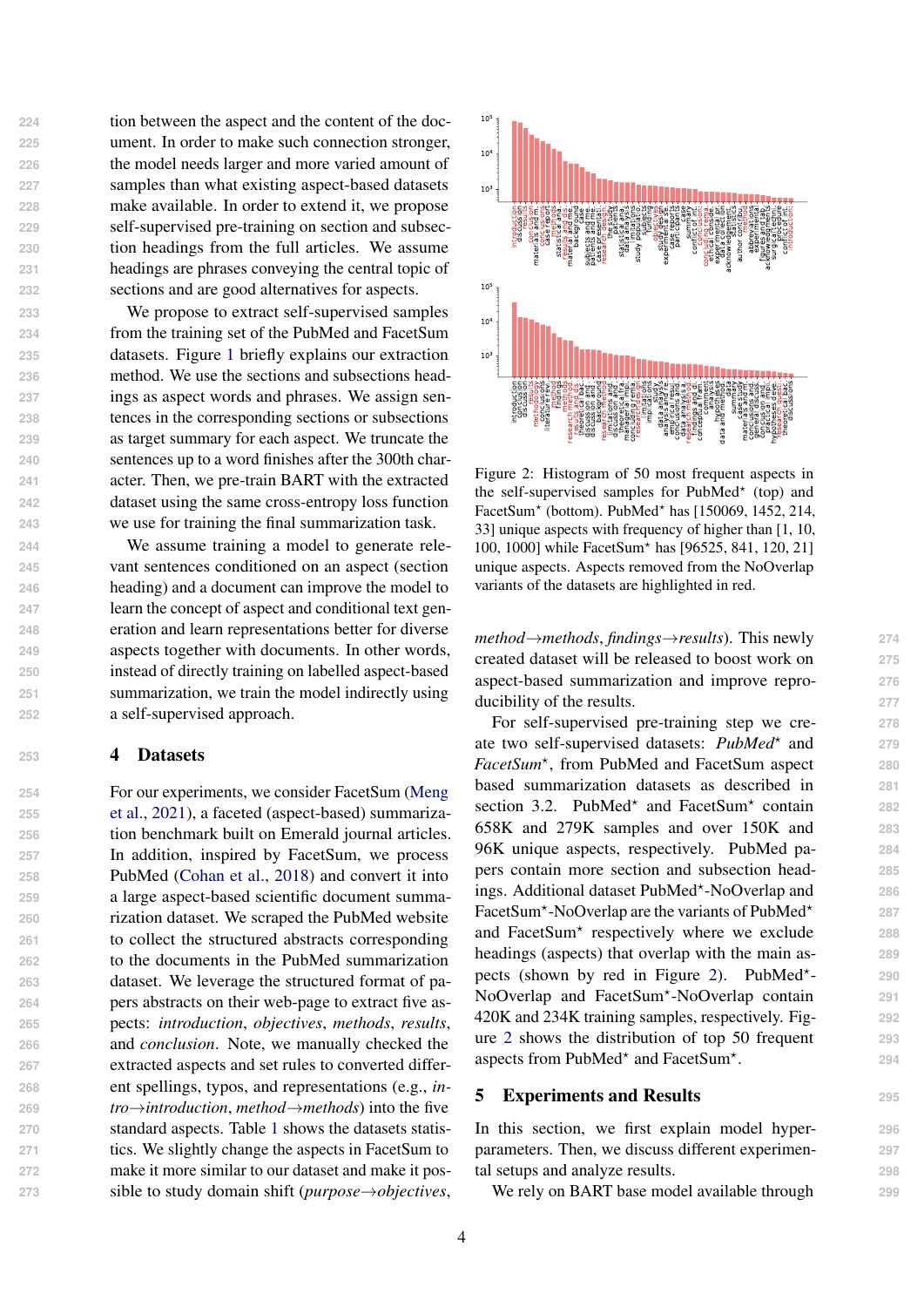tion between the aspect and the content of the document. In order to make such connection stronger, the model needs larger and more varied amount of samples than what existing aspect-based datasets make available. In order to extend it, we propose self-supervised pre-training on section and subsection headings from the full articles. We assume headings are phrases conveying the central topic of sections and are good alternatives for aspects.

We propose to extract self-supervised samples from the training set of the PubMed and FacetSum datasets. Figure 1 briefly explains our extraction method. We use the sections and subsections headings as aspect words and phrases. We assign sentences in the corresponding sections or subsections as target summary for each aspect. We truncate the sentences up to a word finishes after the 300th character. Then, we pre-train BART with the extracted dataset using the same cross-entropy loss function we use for training the final summarization task.

We assume training a model to generate relevant sentences conditioned on an aspect (section heading) and a document can improve the model to learn the concept of aspect and conditional text generation and learn representations better for diverse aspects together with documents. In other words, instead of directly training on labelled aspect-based summarization, we train the model indirectly using a self-supervised approach.

## 4 Datasets

For our experiments, we consider FacetSum (Meng et al., 2021), a faceted (aspect-based) summarization benchmark built on Emerald journal articles. In addition, inspired by FacetSum, we process PubMed (Cohan et al., 2018) and convert it into a large aspect-based scientific document summarization dataset. We scraped the PubMed website to collect the structured abstracts corresponding to the documents in the PubMed summarization dataset. We leverage the structured format of papers abstracts on their web-page to extract five aspects: *introduction*, *objectives*, *methods*, *results*, and *conclusion*. Note, we manually checked the extracted aspects and set rules to converted different spellings, typos, and representations (e.g., *intro*→*introduction*, *method*→*methods*) into the five standard aspects. Table 1 shows the datasets statistics. We slightly change the aspects in FacetSum to make it more similar to our dataset and make it possible to study domain shift (*purpose*→*objectives*, *method*→*methods*, *findings*→*results*). This newly created dataset will be released to boost work on aspect-based summarization and improve reproducibility of the results.

Figure 2: Histogram of 50 most frequent aspects in the self-supervised samples for PubMed$^{\star}$ (top) and FacetSum$^{\star}$ (bottom). PubMed$^{\star}$ has [150069, 1452, 214, 33] unique aspects with frequency of higher than [1, 10, 100, 1000] while FacetSum$^{\star}$ has [96525, 841, 120, 21] unique aspects. Aspects removed from the NoOverlap variants of the datasets are highlighted in red.

For self-supervised pre-training step we create two self-supervised datasets: *PubMed*$^{\star}$ and *FacetSum*$^{\star}$, from PubMed and FacetSum aspect based summarization datasets as described in section 3.2. PubMed$^{\star}$ and FacetSum$^{\star}$ contain 658K and 279K samples and over 150K and 96K unique aspects, respectively. PubMed papers contain more section and subsection headings. Additional dataset PubMed$^{\star}$-NoOverlap and FacetSum$^{\star}$-NoOverlap are the variants of PubMed$^{\star}$ and FacetSum$^{\star}$ respectively where we exclude headings (aspects) that overlap with the main aspects (shown by red in Figure 2). PubMed$^{\star}$-NoOverlap and FacetSum$^{\star}$-NoOverlap contain 420K and 234K training samples, respectively. Figure 2 shows the distribution of top 50 frequent aspects from PubMed$^{\star}$ and FacetSum$^{\star}$.

## 5 Experiments and Results

In this section, we first explain model hyperparameters. Then, we discuss different experimental setups and analyze results.

We rely on BART base model available through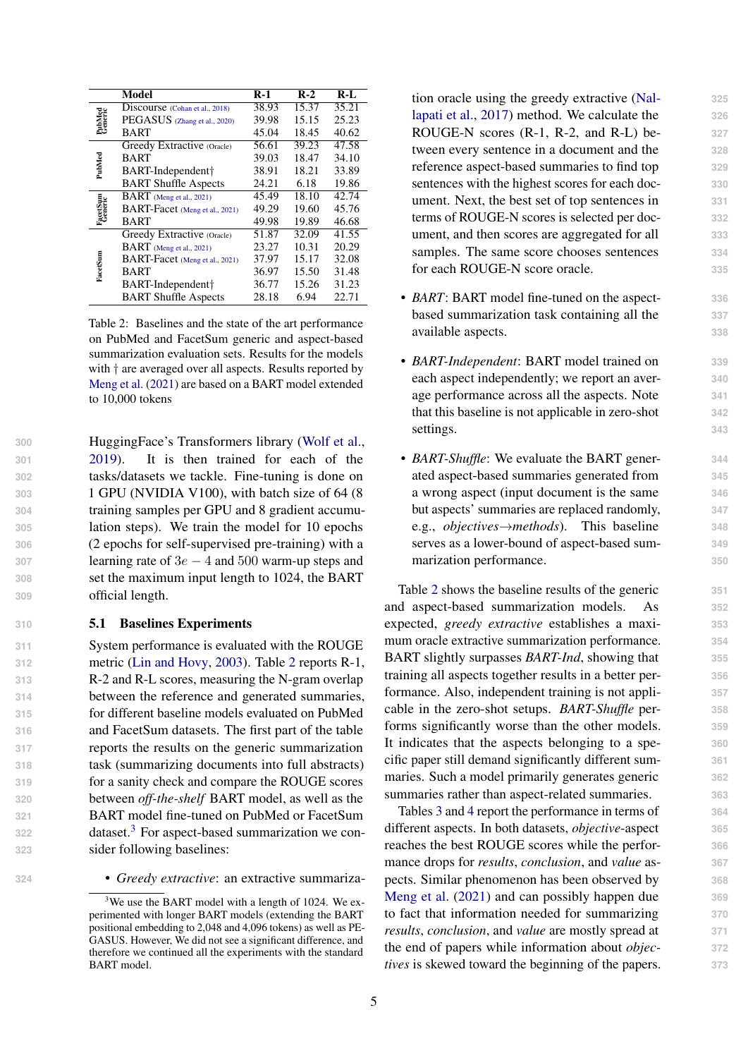| | Model | R-1 | R-2 | R-L |
|---|---|---|---|---|
| PubMed Generic | Discourse (Cohan et al., 2018) | 38.93 | 15.37 | 35.21 |
| | PEGASUS (Zhang et al., 2020) | 39.98 | 15.15 | 25.23 |
| | BART | 45.04 | 18.45 | 40.62 |
| PubMed | Greedy Extractive (Oracle) | 56.61 | 39.23 | 47.58 |
| | BART | 39.03 | 18.47 | 34.10 |
| | BART-Independent† | 38.91 | 18.21 | 33.89 |
| | BART Shuffle Aspects | 24.21 | 6.18 | 19.86 |
| FacetSum Generic | BART (Meng et al., 2021) | 45.49 | 18.10 | 42.74 |
| | BART-Facet (Meng et al., 2021) | 49.29 | 19.60 | 45.76 |
| | BART | 49.98 | 19.89 | 46.68 |
| FacetSum | Greedy Extractive (Oracle) | 51.87 | 32.09 | 41.55 |
| | BART (Meng et al., 2021) | 23.27 | 10.31 | 20.29 |
| | BART-Facet (Meng et al., 2021) | 37.97 | 15.17 | 32.08 |
| | BART | 36.97 | 15.50 | 31.48 |
| | BART-Independent† | 36.77 | 15.26 | 31.23 |
| | BART Shuffle Aspects | 28.18 | 6.94 | 22.71 |

Table 2: Baselines and the state of the art performance on PubMed and FacetSum generic and aspect-based summarization evaluation sets. Results for the models with † are averaged over all aspects. Results reported by Meng et al. (2021) are based on a BART model extended to 10,000 tokens

HuggingFace's Transformers library (Wolf et al., 2019). It is then trained for each of the tasks/datasets we tackle. Fine-tuning is done on 1 GPU (NVIDIA V100), with batch size of 64 (8 training samples per GPU and 8 gradient accumulation steps). We train the model for 10 epochs (2 epochs for self-supervised pre-training) with a learning rate of $3e-4$ and 500 warm-up steps and set the maximum input length to 1024, the BART official length.

### 5.1 Baselines Experiments

System performance is evaluated with the ROUGE metric (Lin and Hovy, 2003). Table 2 reports R-1, R-2 and R-L scores, measuring the N-gram overlap between the reference and generated summaries, for different baseline models evaluated on PubMed and FacetSum datasets. The first part of the table reports the results on the generic summarization task (summarizing documents into full abstracts) for a sanity check and compare the ROUGE scores between *off-the-shelf* BART model, as well as the BART model fine-tuned on PubMed or FacetSum dataset.[3] For aspect-based summarization we consider following baselines:

- *Greedy extractive*: an extractive summarization oracle using the greedy extractive (Nallapati et al., 2017) method. We calculate the ROUGE-N scores (R-1, R-2, and R-L) between every sentence in a document and the reference aspect-based summaries to find top sentences with the highest scores for each document. Next, the best set of top sentences in terms of ROUGE-N scores is selected per document, and then scores are aggregated for all samples. The same score chooses sentences for each ROUGE-N score oracle.
- *BART*: BART model fine-tuned on the aspect-based summarization task containing all the available aspects.
- *BART-Independent*: BART model trained on each aspect independently; we report an average performance across all the aspects. Note that this baseline is not applicable in zero-shot settings.
- *BART-Shuffle*: We evaluate the BART generated aspect-based summaries generated from a wrong aspect (input document is the same but aspects' summaries are replaced randomly, e.g., *objectives→methods*). This baseline serves as a lower-bound of aspect-based summarization performance.

Table 2 shows the baseline results of the generic and aspect-based summarization models. As expected, *greedy extractive* establishes a maximum oracle extractive summarization performance. BART slightly surpasses *BART-Ind*, showing that training all aspects together results in a better performance. Also, independent training is not applicable in the zero-shot setups. *BART-Shuffle* performs significantly worse than the other models. It indicates that the aspects belonging to a specific paper still demand significantly different summaries. Such a model primarily generates generic summaries rather than aspect-related summaries.

Tables 3 and 4 report the performance in terms of different aspects. In both datasets, *objective*-aspect reaches the best ROUGE scores while the performance drops for *results*, *conclusion*, and *value* aspects. Similar phenomenon has been observed by Meng et al. (2021) and can possibly happen due to fact that information needed for summarizing *results*, *conclusion*, and *value* are mostly spread at the end of papers while information about *objectives* is skewed toward the beginning of the papers.

[3] We use the BART model with a length of 1024. We experimented with longer BART models (extending the BART positional embedding to 2,048 and 4,096 tokens) as well as PEGASUS. However, We did not see a significant difference, and therefore we continued all the experiments with the standard BART model.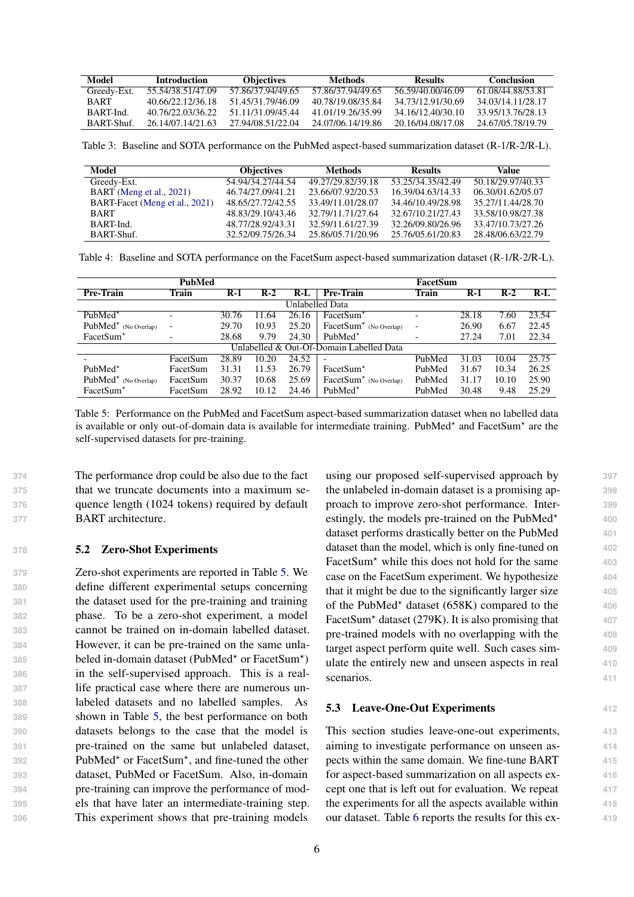| Model | Introduction | Objectives | Methods | Results | Conclusion |
| --- | --- | --- | --- | --- | --- |
| Greedy-Ext. | 55.54/38.51/47.09 | 57.86/37.94/49.65 | 57.86/37.94/49.65 | 56.59/40.00/46.09 | 61.08/44.88/53.81 |
| BART | 40.66/22.12/36.18 | 51.45/31.79/46.09 | 40.78/19.08/35.84 | 34.73/12.91/30.69 | 34.03/14.11/28.17 |
| BART-Ind. | 40.76/22.03/36.22 | 51.11/31.09/45.44 | 41.01/19.26/35.99 | 34.16/12.40/30.10 | 33.95/13.76/28.13 |
| BART-Shuf. | 26.14/07.14/21.63 | 27.94/08.51/22.04 | 24.07/06.14/19.86 | 20.16/04.08/17.08 | 24.67/05.78/19.79 |

Table 3: Baseline and SOTA performance on the PubMed aspect-based summarization dataset (R-1/R-2/R-L).

| Model | Objectives | Methods | Results | Value |
| --- | --- | --- | --- | --- |
| Greedy-Ext. | 54.94/34.27/44.54 | 49.27/29.82/39.18 | 53.25/34.35/42.49 | 50.18/29.97/40.33 |
| BART (Meng et al., 2021) | 46.74/27.09/41.21 | 23.66/07.92/20.53 | 16.39/04.63/14.33 | 06.30/01.62/05.07 |
| BART-Facet (Meng et al., 2021) | 48.65/27.72/42.55 | 33.49/11.01/28.07 | 34.46/10.49/28.98 | 35.27/11.44/28.70 |
| BART | 48.83/29.10/43.46 | 32.79/11.71/27.64 | 32.67/10.21/27.43 | 33.58/10.98/27.38 |
| BART-Ind. | 48.77/28.92/43.31 | 32.59/11.61/27.39 | 32.26/09.80/26.96 | 33.47/10.73/27.26 |
| BART-Shuf. | 32.52/09.75/26.34 | 25.86/05.71/20.96 | 25.76/05.61/20.83 | 28.48/06.63/22.79 |

Table 4: Baseline and SOTA performance on the FacetSum aspect-based summarization dataset (R-1/R-2/R-L).

| PubMed | | | | | FacetSum | | | | |
| --- | --- | --- | --- | --- | --- | --- | --- | --- | --- |
| **Pre-Train** | **Train** | **R-1** | **R-2** | **R-L** | **Pre-Train** | **Train** | **R-1** | **R-2** | **R-L** |
| Unlabelled Data | | | | | | | | | |
| PubMed* | - | 30.76 | 11.64 | 26.16 | FacetSum* | - | 28.18 | 7.60 | 23.54 |
| PubMed* (No Overlap) | - | 29.70 | 10.93 | 25.20 | FacetSum* (No Overlap) | - | 26.90 | 6.67 | 22.45 |
| FacetSum* | - | 28.68 | 9.79 | 24.30 | PubMed* | - | 27.24 | 7.01 | 22.34 |
| Unlabelled & Out-Of-Domain Labelled Data | | | | | | | | | |
| - | FacetSum | 28.89 | 10.20 | 24.52 | - | PubMed | 31.03 | 10.04 | 25.75 |
| PubMed* | FacetSum | 31.31 | 11.53 | 26.79 | FacetSum* | PubMed | 31.67 | 10.34 | 26.25 |
| PubMed* (No Overlap) | FacetSum | 30.37 | 10.68 | 25.69 | FacetSum* (No Overlap) | PubMed | 31.17 | 10.10 | 25.90 |
| FacetSum* | FacetSum | 28.92 | 10.12 | 24.46 | PubMed* | PubMed | 30.48 | 9.48 | 25.29 |

Table 5: Performance on the PubMed and FacetSum aspect-based summarization dataset when no labelled data is available or only out-of-domain data is available for intermediate training. PubMed* and FacetSum* are the self-supervised datasets for pre-training.

The performance drop could be also due to the fact that we truncate documents into a maximum sequence length (1024 tokens) required by default BART architecture.

### 5.2 Zero-Shot Experiments

Zero-shot experiments are reported in Table 5. We define different experimental setups concerning the dataset used for the pre-training and training phase. To be a zero-shot experiment, a model cannot be trained on in-domain labelled dataset. However, it can be pre-trained on the same unlabeled in-domain dataset (PubMed* or FacetSum*) in the self-supervised approach. This is a real-life practical case where there are numerous unlabeled datasets and no labelled samples. As shown in Table 5, the best performance on both datasets belongs to the case that the model is pre-trained on the same but unlabeled dataset, PubMed* or FacetSum*, and fine-tuned the other dataset, PubMed or FacetSum. Also, in-domain pre-training can improve the performance of models that have later an intermediate-training step. This experiment shows that pre-training models using our proposed self-supervised approach by the unlabeled in-domain dataset is a promising approach to improve zero-shot performance. Interestingly, the models pre-trained on the PubMed* dataset performs drastically better on the PubMed dataset than the model, which is only fine-tuned on FacetSum* while this does not hold for the same case on the FacetSum experiment. We hypothesize that it might be due to the significantly larger size of the PubMed* dataset (658K) compared to the FacetSum* dataset (279K). It is also promising that pre-trained models with no overlapping with the target aspect perform quite well. Such cases simulate the entirely new and unseen aspects in real scenarios.

### 5.3 Leave-One-Out Experiments

This section studies leave-one-out experiments, aiming to investigate performance on unseen aspects within the same domain. We fine-tune BART for aspect-based summarization on all aspects except one that is left out for evaluation. We repeat the experiments for all the aspects available within our dataset. Table 6 reports the results for this ex-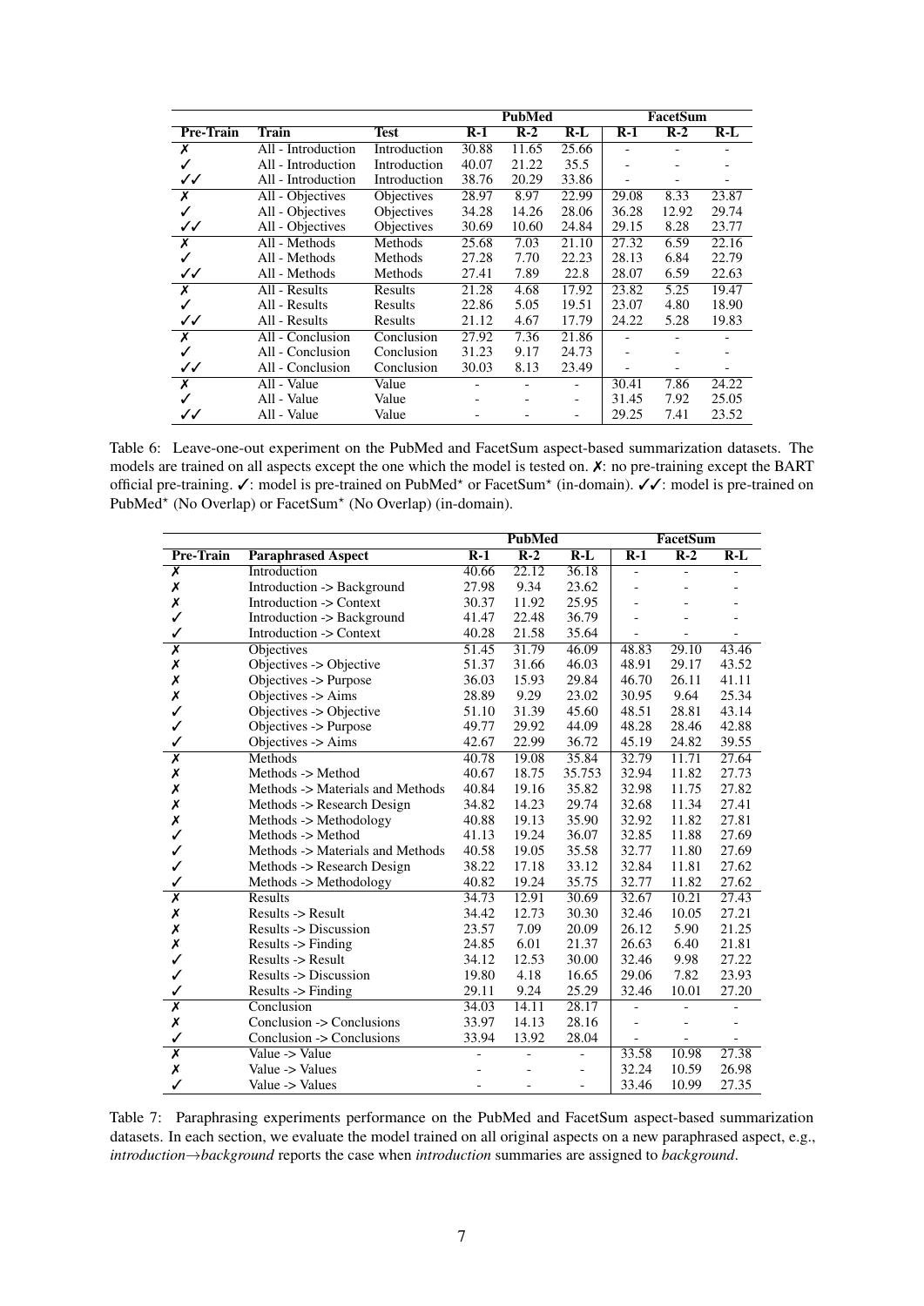| Pre-Train | Train | Test | PubMed | | | FacetSum | | |
|---|---|---|---|---|---|---|---|---|
| | | | R-1 | R-2 | R-L | R-1 | R-2 | R-L |
| ✗ | All - Introduction | Introduction | 30.88 | 11.65 | 25.66 | - | - | - |
| ✓ | All - Introduction | Introduction | 40.07 | 21.22 | 35.5 | - | - | - |
| ✓✓ | All - Introduction | Introduction | 38.76 | 20.29 | 33.86 | - | - | - |
| ✗ | All - Objectives | Objectives | 28.97 | 8.97 | 22.99 | 29.08 | 8.33 | 23.87 |
| ✓ | All - Objectives | Objectives | 34.28 | 14.26 | 28.06 | 36.28 | 12.92 | 29.74 |
| ✓✓ | All - Objectives | Objectives | 30.69 | 10.60 | 24.84 | 29.15 | 8.28 | 23.77 |
| ✗ | All - Methods | Methods | 25.68 | 7.03 | 21.10 | 27.32 | 6.59 | 22.16 |
| ✓ | All - Methods | Methods | 27.28 | 7.70 | 22.23 | 28.13 | 6.84 | 22.79 |
| ✓✓ | All - Methods | Methods | 27.41 | 7.89 | 22.8 | 28.07 | 6.59 | 22.63 |
| ✗ | All - Results | Results | 21.28 | 4.68 | 17.92 | 23.82 | 5.25 | 19.47 |
| ✓ | All - Results | Results | 22.86 | 5.05 | 19.51 | 23.07 | 4.80 | 18.90 |
| ✓✓ | All - Results | Results | 21.12 | 4.67 | 17.79 | 24.22 | 5.28 | 19.83 |
| ✗ | All - Conclusion | Conclusion | 27.92 | 7.36 | 21.86 | - | - | - |
| ✓ | All - Conclusion | Conclusion | 31.23 | 9.17 | 24.73 | - | - | - |
| ✓✓ | All - Conclusion | Conclusion | 30.03 | 8.13 | 23.49 | - | - | - |
| ✗ | All - Value | Value | - | - | - | 30.41 | 7.86 | 24.22 |
| ✓ | All - Value | Value | - | - | - | 31.45 | 7.92 | 25.05 |
| ✓✓ | All - Value | Value | - | - | - | 29.25 | 7.41 | 23.52 |

Table 6: Leave-one-out experiment on the PubMed and FacetSum aspect-based summarization datasets. The models are trained on all aspects except the one which the model is tested on. ✗: no pre-training except the BART official pre-training. ✓: model is pre-trained on PubMed* or FacetSum* (in-domain). ✓✓: model is pre-trained on PubMed* (No Overlap) or FacetSum* (No Overlap) (in-domain).

| Pre-Train | Paraphrased Aspect | PubMed | | | FacetSum | | |
|---|---|---|---|---|---|---|---|
| | | R-1 | R-2 | R-L | R-1 | R-2 | R-L |
| ✗ | Introduction | 40.66 | 22.12 | 36.18 | - | - | - |
| ✗ | Introduction -> Background | 27.98 | 9.34 | 23.62 | - | - | - |
| ✗ | Introduction -> Context | 30.37 | 11.92 | 25.95 | - | - | - |
| ✓ | Introduction -> Background | 41.47 | 22.48 | 36.79 | - | - | - |
| ✓ | Introduction -> Context | 40.28 | 21.58 | 35.64 | - | - | - |
| ✗ | Objectives | 51.45 | 31.79 | 46.09 | 48.83 | 29.10 | 43.46 |
| ✗ | Objectives -> Objective | 51.37 | 31.66 | 46.03 | 48.91 | 29.17 | 43.52 |
| ✗ | Objectives -> Purpose | 36.03 | 15.93 | 29.84 | 46.70 | 26.11 | 41.11 |
| ✗ | Objectives -> Aims | 28.89 | 9.29 | 23.02 | 30.95 | 9.64 | 25.34 |
| ✓ | Objectives -> Objective | 51.10 | 31.39 | 45.60 | 48.51 | 28.81 | 43.14 |
| ✓ | Objectives -> Purpose | 49.77 | 29.92 | 44.09 | 48.28 | 28.46 | 42.88 |
| ✓ | Objectives -> Aims | 42.67 | 22.99 | 36.72 | 45.19 | 24.82 | 39.55 |
| ✗ | Methods | 40.78 | 19.08 | 35.84 | 32.79 | 11.71 | 27.64 |
| ✗ | Methods -> Method | 40.67 | 18.75 | 35.753 | 32.94 | 11.82 | 27.73 |
| ✗ | Methods -> Materials and Methods | 40.84 | 19.16 | 35.82 | 32.98 | 11.75 | 27.82 |
| ✗ | Methods -> Research Design | 34.82 | 14.23 | 29.74 | 32.68 | 11.34 | 27.41 |
| ✗ | Methods -> Methodology | 40.88 | 19.13 | 35.90 | 32.92 | 11.82 | 27.81 |
| ✓ | Methods -> Method | 41.13 | 19.24 | 36.07 | 32.85 | 11.88 | 27.69 |
| ✓ | Methods -> Materials and Methods | 40.58 | 19.05 | 35.58 | 32.77 | 11.80 | 27.69 |
| ✓ | Methods -> Research Design | 38.22 | 17.18 | 33.12 | 32.84 | 11.81 | 27.62 |
| ✓ | Methods -> Methodology | 40.82 | 19.24 | 35.75 | 32.77 | 11.82 | 27.62 |
| ✗ | Results | 34.73 | 12.91 | 30.69 | 32.67 | 10.21 | 27.43 |
| ✗ | Results -> Result | 34.42 | 12.73 | 30.30 | 32.46 | 10.05 | 27.21 |
| ✗ | Results -> Discussion | 23.57 | 7.09 | 20.09 | 26.12 | 5.90 | 21.25 |
| ✗ | Results -> Finding | 24.85 | 6.01 | 21.37 | 26.63 | 6.40 | 21.81 |
| ✓ | Results -> Result | 34.12 | 12.53 | 30.00 | 32.46 | 9.98 | 27.22 |
| ✓ | Results -> Discussion | 19.80 | 4.18 | 16.65 | 29.06 | 7.82 | 23.93 |
| ✓ | Results -> Finding | 29.11 | 9.24 | 25.29 | 32.46 | 10.01 | 27.20 |
| ✗ | Conclusion | 34.03 | 14.11 | 28.17 | - | - | - |
| ✗ | Conclusion -> Conclusions | 33.97 | 14.13 | 28.16 | - | - | - |
| ✓ | Conclusion -> Conclusions | 33.94 | 13.92 | 28.04 | - | - | - |
| ✗ | Value -> Value | - | - | - | 33.58 | 10.98 | 27.38 |
| ✗ | Value -> Values | - | - | - | 32.24 | 10.59 | 26.98 |
| ✓ | Value -> Values | - | - | - | 33.46 | 10.99 | 27.35 |

Table 7: Paraphrasing experiments performance on the PubMed and FacetSum aspect-based summarization datasets. In each section, we evaluate the model trained on all original aspects on a new paraphrased aspect, e.g., *introduction→background* reports the case when *introduction* summaries are assigned to *background*.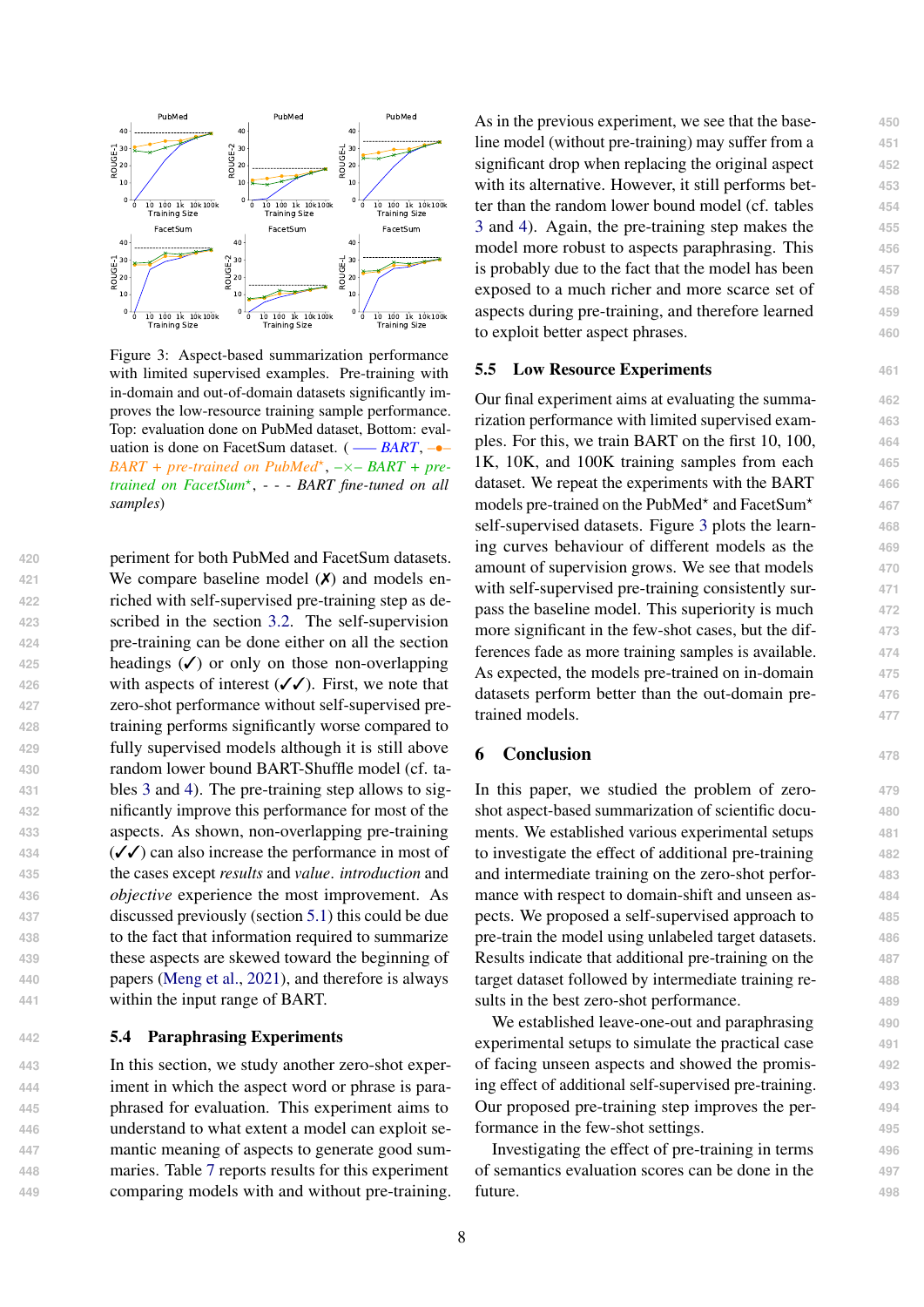Figure 3: Aspect-based summarization performance with limited supervised examples. Pre-training with in-domain and out-of-domain datasets significantly improves the low-resource training sample performance. Top: evaluation done on PubMed dataset, Bottom: evaluation is done on FacetSum dataset. ( —— *BART*, –●– *BART + pre-trained on PubMed*⋆, –×– *BART + pre-trained on FacetSum*⋆, - - - *BART fine-tuned on all samples*)

periment for both PubMed and FacetSum datasets. We compare baseline model (✗) and models enriched with self-supervised pre-training step as described in the section 3.2. The self-supervision pre-training can be done either on all the section headings (✓) or only on those non-overlapping with aspects of interest (✓✓). First, we note that zero-shot performance without self-supervised pre-training performs significantly worse compared to fully supervised models although it is still above random lower bound BART-Shuffle model (cf. tables 3 and 4). The pre-training step allows to significantly improve this performance for most of the aspects. As shown, non-overlapping pre-training (✓✓) can also increase the performance in most of the cases except *results* and *value*. *introduction* and *objective* experience the most improvement. As discussed previously (section 5.1) this could be due to the fact that information required to summarize these aspects are skewed toward the beginning of papers (Meng et al., 2021), and therefore is always within the input range of BART.

### 5.4 Paraphrasing Experiments

In this section, we study another zero-shot experiment in which the aspect word or phrase is paraphrased for evaluation. This experiment aims to understand to what extent a model can exploit semantic meaning of aspects to generate good summaries. Table 7 reports results for this experiment comparing models with and without pre-training. As in the previous experiment, we see that the baseline model (without pre-training) may suffer from a significant drop when replacing the original aspect with its alternative. However, it still performs better than the random lower bound model (cf. tables 3 and 4). Again, the pre-training step makes the model more robust to aspects paraphrasing. This is probably due to the fact that the model has been exposed to a much richer and more scarce set of aspects during pre-training, and therefore learned to exploit better aspect phrases.

### 5.5 Low Resource Experiments

Our final experiment aims at evaluating the summarization performance with limited supervised examples. For this, we train BART on the first 10, 100, 1K, 10K, and 100K training samples from each dataset. We repeat the experiments with the BART models pre-trained on the PubMed⋆ and FacetSum⋆ self-supervised datasets. Figure 3 plots the learning curves behaviour of different models as the amount of supervision grows. We see that models with self-supervised pre-training consistently surpass the baseline model. This superiority is much more significant in the few-shot cases, but the differences fade as more training samples is available. As expected, the models pre-trained on in-domain datasets perform better than the out-domain pre-trained models.

## 6 Conclusion

In this paper, we studied the problem of zero-shot aspect-based summarization of scientific documents. We established various experimental setups to investigate the effect of additional pre-training and intermediate training on the zero-shot performance with respect to domain-shift and unseen aspects. We proposed a self-supervised approach to pre-train the model using unlabeled target datasets. Results indicate that additional pre-training on the target dataset followed by intermediate training results in the best zero-shot performance.

We established leave-one-out and paraphrasing experimental setups to simulate the practical case of facing unseen aspects and showed the promising effect of additional self-supervised pre-training. Our proposed pre-training step improves the performance in the few-shot settings.

Investigating the effect of pre-training in terms of semantics evaluation scores can be done in the future.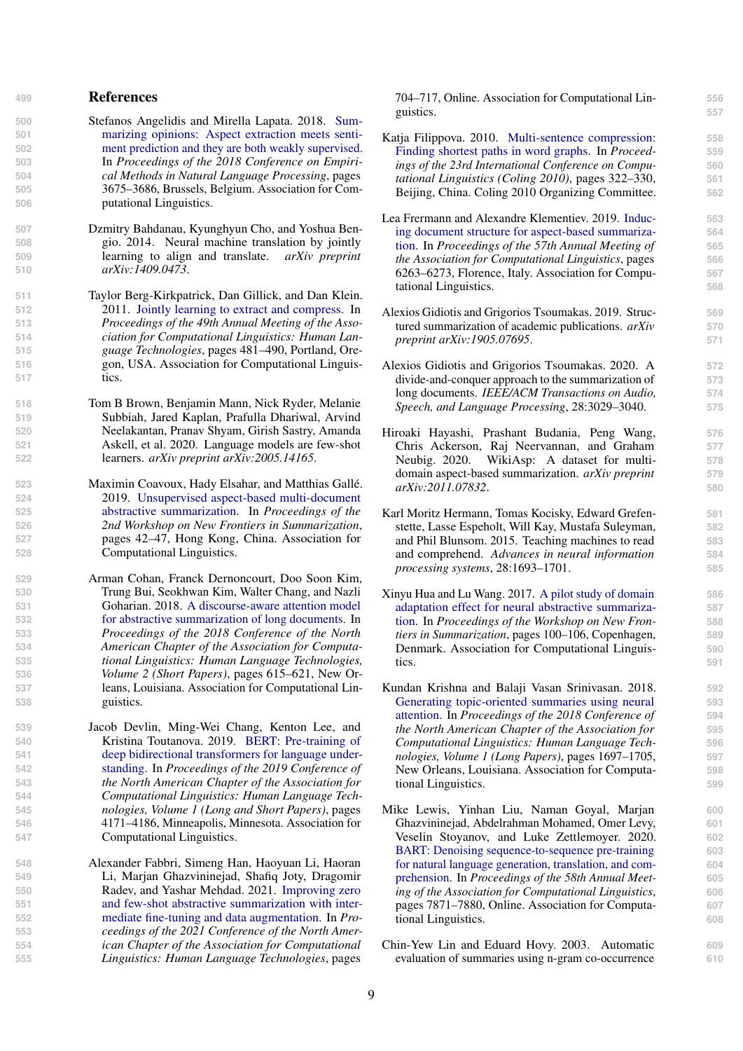## References

Stefanos Angelidis and Mirella Lapata. 2018. Summarizing opinions: Aspect extraction meets sentiment prediction and they are both weakly supervised. In *Proceedings of the 2018 Conference on Empirical Methods in Natural Language Processing*, pages 3675–3686, Brussels, Belgium. Association for Computational Linguistics.

Dzmitry Bahdanau, Kyunghyun Cho, and Yoshua Bengio. 2014. Neural machine translation by jointly learning to align and translate. *arXiv preprint arXiv:1409.0473*.

Taylor Berg-Kirkpatrick, Dan Gillick, and Dan Klein. 2011. Jointly learning to extract and compress. In *Proceedings of the 49th Annual Meeting of the Association for Computational Linguistics: Human Language Technologies*, pages 481–490, Portland, Oregon, USA. Association for Computational Linguistics.

Tom B Brown, Benjamin Mann, Nick Ryder, Melanie Subbiah, Jared Kaplan, Prafulla Dhariwal, Arvind Neelakantan, Pranav Shyam, Girish Sastry, Amanda Askell, et al. 2020. Language models are few-shot learners. *arXiv preprint arXiv:2005.14165*.

Maximin Coavoux, Hady Elsahar, and Matthias Gallé. 2019. Unsupervised aspect-based multi-document abstractive summarization. In *Proceedings of the 2nd Workshop on New Frontiers in Summarization*, pages 42–47, Hong Kong, China. Association for Computational Linguistics.

Arman Cohan, Franck Dernoncourt, Doo Soon Kim, Trung Bui, Seokhwan Kim, Walter Chang, and Nazli Goharian. 2018. A discourse-aware attention model for abstractive summarization of long documents. In *Proceedings of the 2018 Conference of the North American Chapter of the Association for Computational Linguistics: Human Language Technologies, Volume 2 (Short Papers)*, pages 615–621, New Orleans, Louisiana. Association for Computational Linguistics.

Jacob Devlin, Ming-Wei Chang, Kenton Lee, and Kristina Toutanova. 2019. BERT: Pre-training of deep bidirectional transformers for language understanding. In *Proceedings of the 2019 Conference of the North American Chapter of the Association for Computational Linguistics: Human Language Technologies, Volume 1 (Long and Short Papers)*, pages 4171–4186, Minneapolis, Minnesota. Association for Computational Linguistics.

Alexander Fabbri, Simeng Han, Haoyuan Li, Haoran Li, Marjan Ghazvininejad, Shafiq Joty, Dragomir Radev, and Yashar Mehdad. 2021. Improving zero and few-shot abstractive summarization with intermediate fine-tuning and data augmentation. In *Proceedings of the 2021 Conference of the North American Chapter of the Association for Computational Linguistics: Human Language Technologies*, pages 704–717, Online. Association for Computational Linguistics.

Katja Filippova. 2010. Multi-sentence compression: Finding shortest paths in word graphs. In *Proceedings of the 23rd International Conference on Computational Linguistics (Coling 2010)*, pages 322–330, Beijing, China. Coling 2010 Organizing Committee.

Lea Frermann and Alexandre Klementiev. 2019. Inducing document structure for aspect-based summarization. In *Proceedings of the 57th Annual Meeting of the Association for Computational Linguistics*, pages 6263–6273, Florence, Italy. Association for Computational Linguistics.

Alexios Gidiotis and Grigorios Tsoumakas. 2019. Structured summarization of academic publications. *arXiv preprint arXiv:1905.07695*.

Alexios Gidiotis and Grigorios Tsoumakas. 2020. A divide-and-conquer approach to the summarization of long documents. *IEEE/ACM Transactions on Audio, Speech, and Language Processing*, 28:3029–3040.

Hiroaki Hayashi, Prashant Budania, Peng Wang, Chris Ackerson, Raj Neervannan, and Graham Neubig. 2020. WikiAsp: A dataset for multi-domain aspect-based summarization. *arXiv preprint arXiv:2011.07832*.

Karl Moritz Hermann, Tomas Kocisky, Edward Grefenstette, Lasse Espeholt, Will Kay, Mustafa Suleyman, and Phil Blunsom. 2015. Teaching machines to read and comprehend. *Advances in neural information processing systems*, 28:1693–1701.

Xinyu Hua and Lu Wang. 2017. A pilot study of domain adaptation effect for neural abstractive summarization. In *Proceedings of the Workshop on New Frontiers in Summarization*, pages 100–106, Copenhagen, Denmark. Association for Computational Linguistics.

Kundan Krishna and Balaji Vasan Srinivasan. 2018. Generating topic-oriented summaries using neural attention. In *Proceedings of the 2018 Conference of the North American Chapter of the Association for Computational Linguistics: Human Language Technologies, Volume 1 (Long Papers)*, pages 1697–1705, New Orleans, Louisiana. Association for Computational Linguistics.

Mike Lewis, Yinhan Liu, Naman Goyal, Marjan Ghazvininejad, Abdelrahman Mohamed, Omer Levy, Veselin Stoyanov, and Luke Zettlemoyer. 2020. BART: Denoising sequence-to-sequence pre-training for natural language generation, translation, and comprehension. In *Proceedings of the 58th Annual Meeting of the Association for Computational Linguistics*, pages 7871–7880, Online. Association for Computational Linguistics.

Chin-Yew Lin and Eduard Hovy. 2003. Automatic evaluation of summaries using n-gram co-occurrence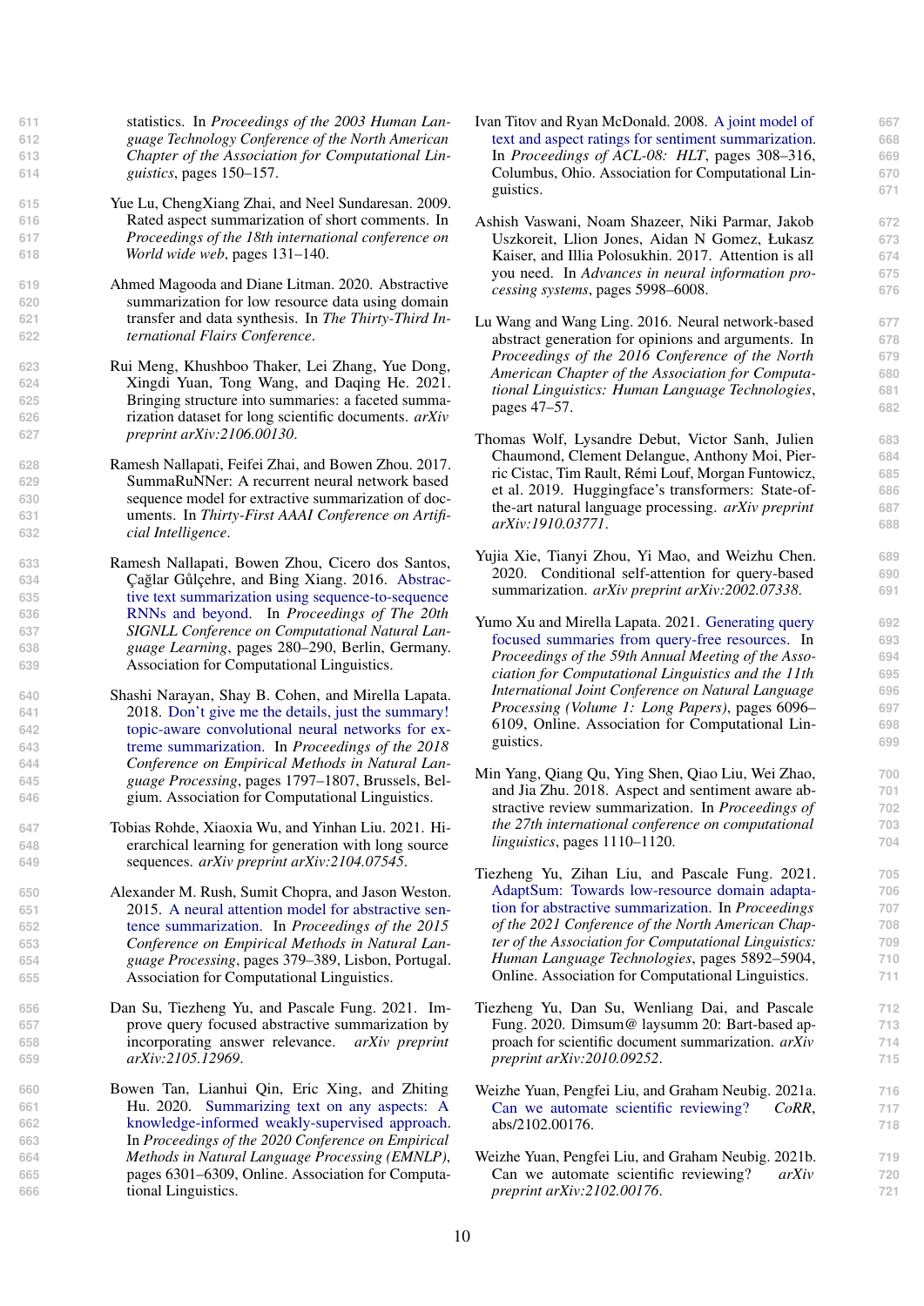statistics. In *Proceedings of the 2003 Human Language Technology Conference of the North American Chapter of the Association for Computational Linguistics*, pages 150–157.

Yue Lu, ChengXiang Zhai, and Neel Sundaresan. 2009. Rated aspect summarization of short comments. In *Proceedings of the 18th international conference on World wide web*, pages 131–140.

Ahmed Magooda and Diane Litman. 2020. Abstractive summarization for low resource data using domain transfer and data synthesis. In *The Thirty-Third International Flairs Conference*.

Rui Meng, Khushboo Thaker, Lei Zhang, Yue Dong, Xingdi Yuan, Tong Wang, and Daqing He. 2021. Bringing structure into summaries: a faceted summarization dataset for long scientific documents. *arXiv preprint arXiv:2106.00130*.

Ramesh Nallapati, Feifei Zhai, and Bowen Zhou. 2017. SummaRuNNer: A recurrent neural network based sequence model for extractive summarization of documents. In *Thirty-First AAAI Conference on Artificial Intelligence*.

Ramesh Nallapati, Bowen Zhou, Cicero dos Santos, Çağlar Gůlçehre, and Bing Xiang. 2016. Abstractive text summarization using sequence-to-sequence RNNs and beyond. In *Proceedings of The 20th SIGNLL Conference on Computational Natural Language Learning*, pages 280–290, Berlin, Germany. Association for Computational Linguistics.

Shashi Narayan, Shay B. Cohen, and Mirella Lapata. 2018. Don't give me the details, just the summary! topic-aware convolutional neural networks for extreme summarization. In *Proceedings of the 2018 Conference on Empirical Methods in Natural Language Processing*, pages 1797–1807, Brussels, Belgium. Association for Computational Linguistics.

Tobias Rohde, Xiaoxia Wu, and Yinhan Liu. 2021. Hierarchical learning for generation with long source sequences. *arXiv preprint arXiv:2104.07545*.

Alexander M. Rush, Sumit Chopra, and Jason Weston. 2015. A neural attention model for abstractive sentence summarization. In *Proceedings of the 2015 Conference on Empirical Methods in Natural Language Processing*, pages 379–389, Lisbon, Portugal. Association for Computational Linguistics.

Dan Su, Tiezheng Yu, and Pascale Fung. 2021. Improve query focused abstractive summarization by incorporating answer relevance. *arXiv preprint arXiv:2105.12969*.

Bowen Tan, Lianhui Qin, Eric Xing, and Zhiting Hu. 2020. Summarizing text on any aspects: A knowledge-informed weakly-supervised approach. In *Proceedings of the 2020 Conference on Empirical Methods in Natural Language Processing (EMNLP)*, pages 6301–6309, Online. Association for Computational Linguistics.

Ivan Titov and Ryan McDonald. 2008. A joint model of text and aspect ratings for sentiment summarization. In *Proceedings of ACL-08: HLT*, pages 308–316, Columbus, Ohio. Association for Computational Linguistics.

Ashish Vaswani, Noam Shazeer, Niki Parmar, Jakob Uszkoreit, Llion Jones, Aidan N Gomez, Łukasz Kaiser, and Illia Polosukhin. 2017. Attention is all you need. In *Advances in neural information processing systems*, pages 5998–6008.

Lu Wang and Wang Ling. 2016. Neural network-based abstract generation for opinions and arguments. In *Proceedings of the 2016 Conference of the North American Chapter of the Association for Computational Linguistics: Human Language Technologies*, pages 47–57.

Thomas Wolf, Lysandre Debut, Victor Sanh, Julien Chaumond, Clement Delangue, Anthony Moi, Pierric Cistac, Tim Rault, Rémi Louf, Morgan Funtowicz, et al. 2019. Huggingface's transformers: State-of-the-art natural language processing. *arXiv preprint arXiv:1910.03771*.

Yujia Xie, Tianyi Zhou, Yi Mao, and Weizhu Chen. 2020. Conditional self-attention for query-based summarization. *arXiv preprint arXiv:2002.07338*.

Yumo Xu and Mirella Lapata. 2021. Generating query focused summaries from query-free resources. In *Proceedings of the 59th Annual Meeting of the Association for Computational Linguistics and the 11th International Joint Conference on Natural Language Processing (Volume 1: Long Papers)*, pages 6096–6109, Online. Association for Computational Linguistics.

Min Yang, Qiang Qu, Ying Shen, Qiao Liu, Wei Zhao, and Jia Zhu. 2018. Aspect and sentiment aware abstractive review summarization. In *Proceedings of the 27th international conference on computational linguistics*, pages 1110–1120.

Tiezheng Yu, Zihan Liu, and Pascale Fung. 2021. AdaptSum: Towards low-resource domain adaptation for abstractive summarization. In *Proceedings of the 2021 Conference of the North American Chapter of the Association for Computational Linguistics: Human Language Technologies*, pages 5892–5904, Online. Association for Computational Linguistics.

Tiezheng Yu, Dan Su, Wenliang Dai, and Pascale Fung. 2020. Dimsum@ laysumm 20: Bart-based approach for scientific document summarization. *arXiv preprint arXiv:2010.09252*.

Weizhe Yuan, Pengfei Liu, and Graham Neubig. 2021a. Can we automate scientific reviewing? *CoRR*, abs/2102.00176.

Weizhe Yuan, Pengfei Liu, and Graham Neubig. 2021b. Can we automate scientific reviewing? *arXiv preprint arXiv:2102.00176*.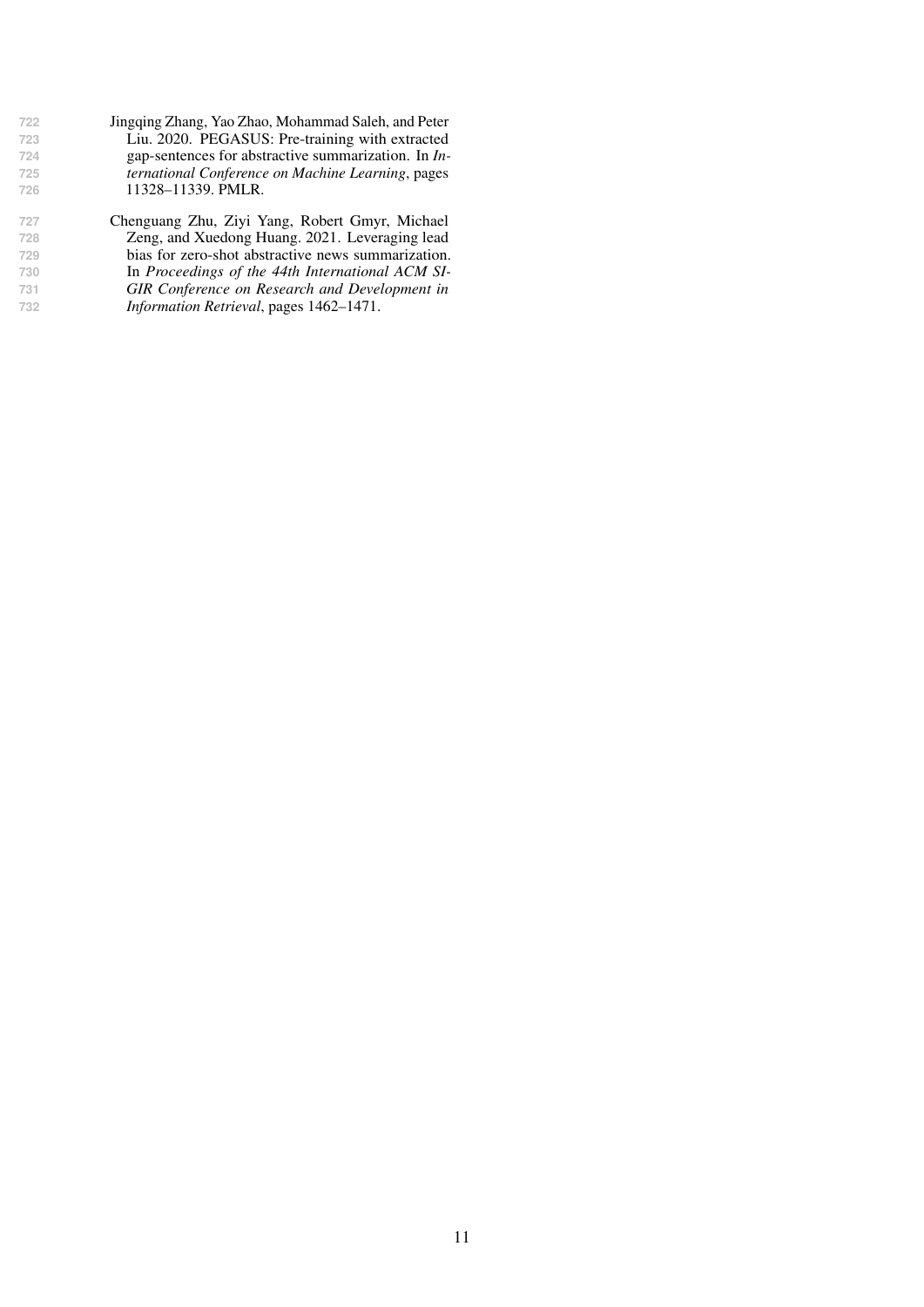Jingqing Zhang, Yao Zhao, Mohammad Saleh, and Peter Liu. 2020. PEGASUS: Pre-training with extracted gap-sentences for abstractive summarization. In *International Conference on Machine Learning*, pages 11328–11339. PMLR.

Chenguang Zhu, Ziyi Yang, Robert Gmyr, Michael Zeng, and Xuedong Huang. 2021. Leveraging lead bias for zero-shot abstractive news summarization. In *Proceedings of the 44th International ACM SIGIR Conference on Research and Development in Information Retrieval*, pages 1462–1471.